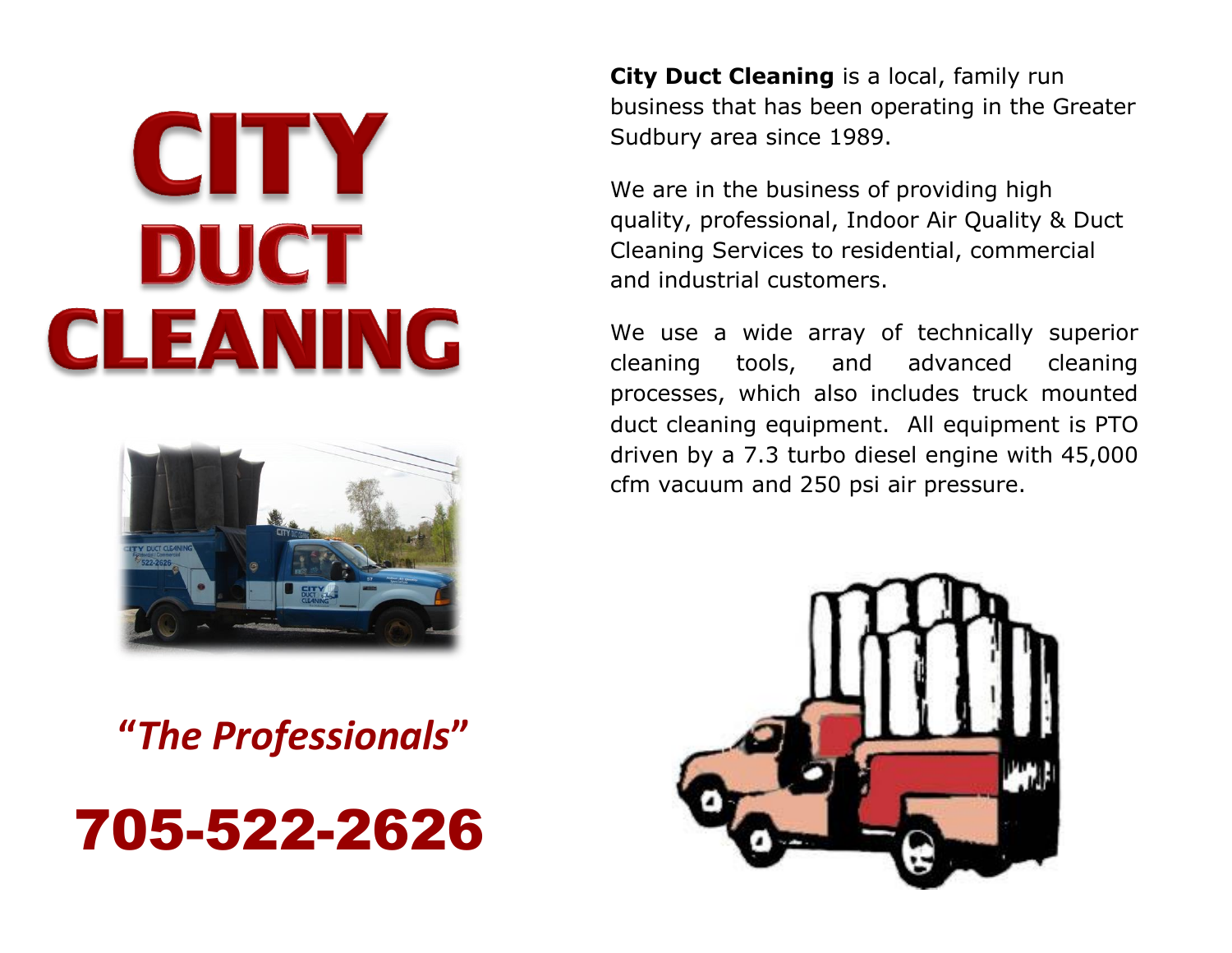# CITY DUCT CLEANING

*"The Professionals"*

## 705-522-2626

**City Duct Cleaning** is a local, family run business that has been operating in the Greater Sudbury area since 1989.

We are in the business of providing high quality, professional, Indoor Air Quality & Duct Cleaning Services to residential, commercial and industrial customers.

We use a wide array of technically superior cleaning tools, and advanced cleaning processes, which also includes truck mounted duct cleaning equipment. All equipment is PTO driven by a 7.3 turbo diesel engine with 45,000 cfm vacuum and 250 psi air pressure.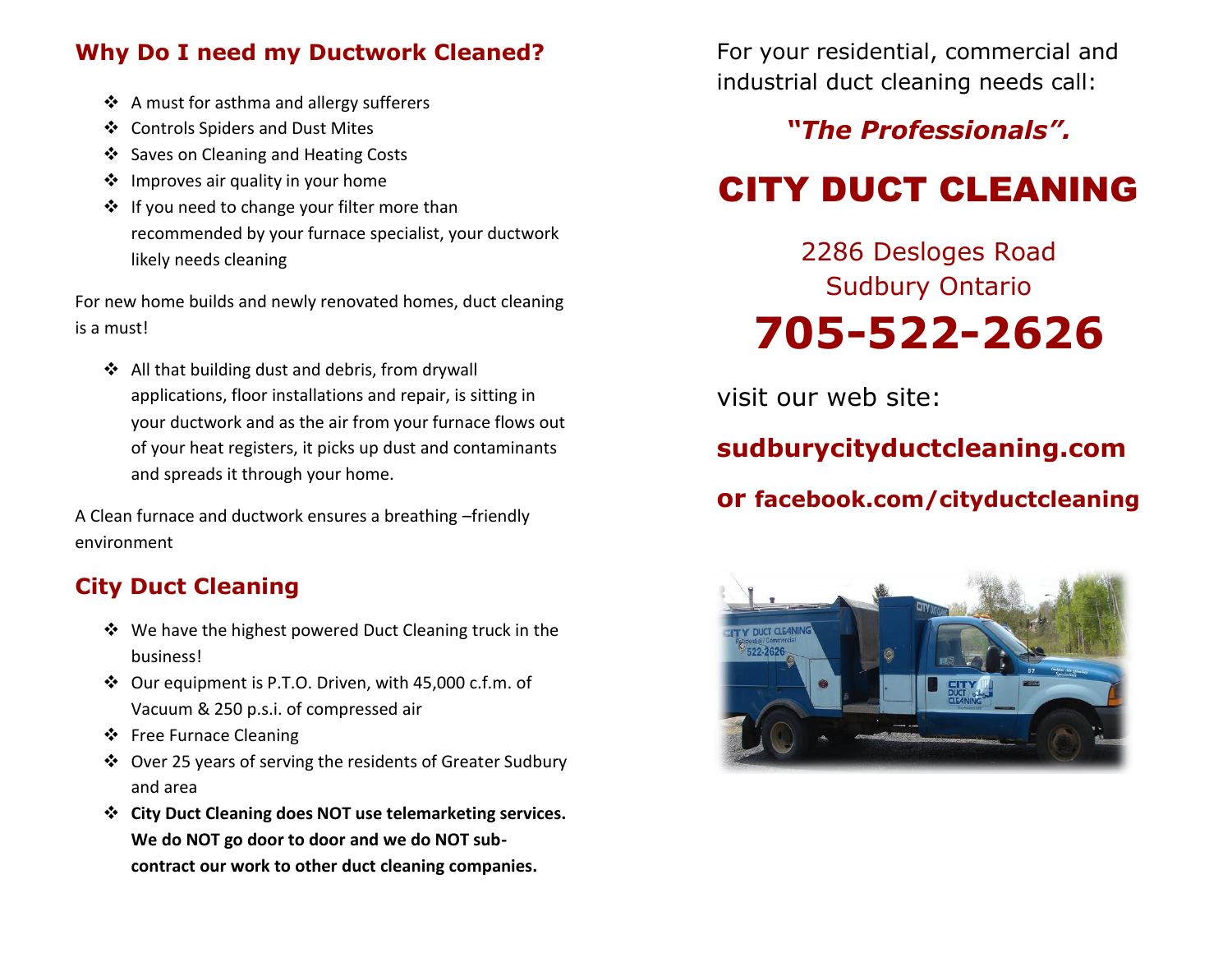## Why Do I need my Ductwork Cleaned?

- A must for asthma and allergy sufferers
- Controls Spiders and Dust Mites
- Saves on Cleaning and Heating Costs
- Improves air quality in your home
- If you need to change your filter more than recommended by your furnace specialist, your ductwork likely needs cleaning

For new home builds and newly renovated homes, duct cleaning is a must!

- All that building dust and debris, from drywall applications, floor installations and repair, is sitting in your ductwork and as the air from your furnace flows out of your heat registers, it picks up dust and contaminants and spreads it through your home.

A Clean furnace and ductwork ensures a breathing –friendly environment

## City Duct Cleaning

- We have the highest powered Duct Cleaning truck in the business!
- Our equipment is P.T.O. Driven, with 45,000 c.f.m. of Vacuum & 250 p.s.i. of compressed air
- Free Furnace Cleaning
- Over 25 years of serving the residents of Greater Sudbury and area
- **City Duct Cleaning does NOT use telemarketing services. We do NOT go door to door and we do NOT sub-contract our work to other duct cleaning companies.**

For your residential, commercial and industrial duct cleaning needs call:

***"The Professionals".***

# CITY DUCT CLEANING

2286 Desloges Road
Sudbury Ontario

# 705-522-2626

visit our web site:

**sudburycityductcleaning.com**

**or facebook.com/cityductcleaning**